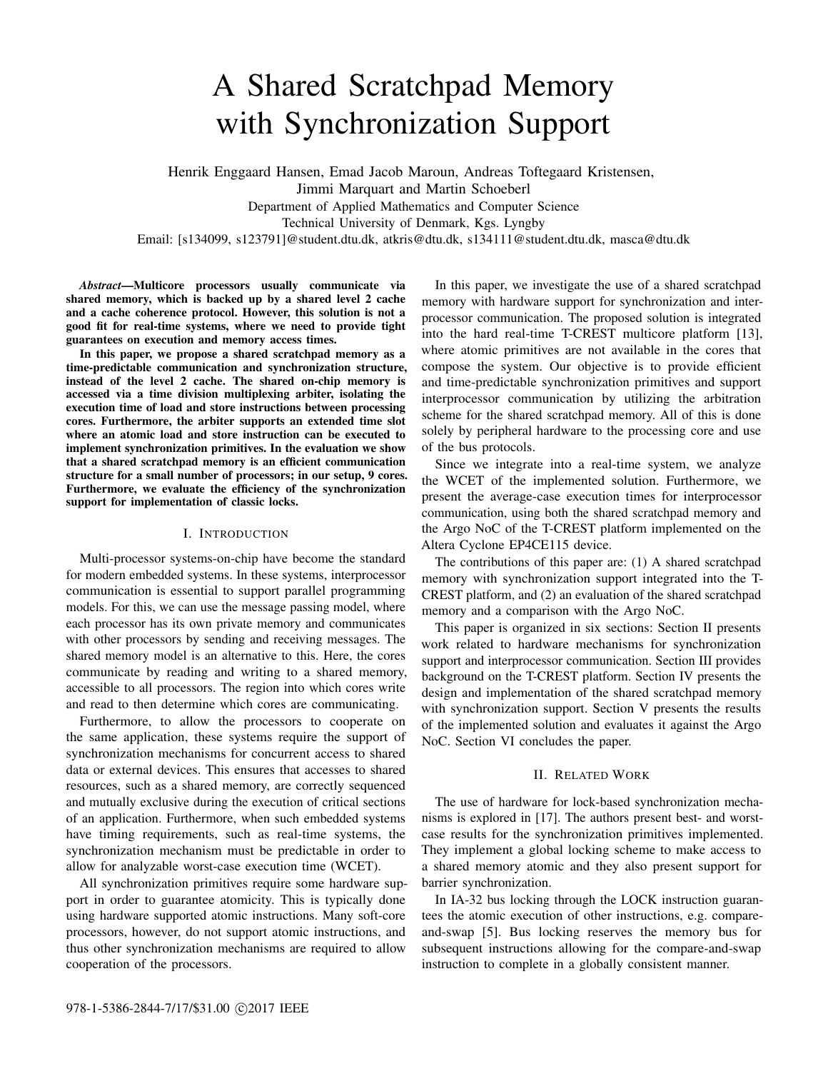# A Shared Scratchpad Memory with Synchronization Support

Henrik Enggaard Hansen, Emad Jacob Maroun, Andreas Toftegaard Kristensen, Jimmi Marquart and Martin Schoeberl

Department of Applied Mathematics and Computer Science

Technical University of Denmark, Kgs. Lyngby

Email: [s134099, s123791]@student.dtu.dk, atkris@dtu.dk, s134111@student.dtu.dk, masca@dtu.dk

***Abstract*—Multicore processors usually communicate via shared memory, which is backed up by a shared level 2 cache and a cache coherence protocol. However, this solution is not a good fit for real-time systems, where we need to provide tight guarantees on execution and memory access times.**

**In this paper, we propose a shared scratchpad memory as a time-predictable communication and synchronization structure, instead of the level 2 cache. The shared on-chip memory is accessed via a time division multiplexing arbiter, isolating the execution time of load and store instructions between processing cores. Furthermore, the arbiter supports an extended time slot where an atomic load and store instruction can be executed to implement synchronization primitives. In the evaluation we show that a shared scratchpad memory is an efficient communication structure for a small number of processors; in our setup, 9 cores. Furthermore, we evaluate the efficiency of the synchronization support for implementation of classic locks.**

## I. Introduction

Multi-processor systems-on-chip have become the standard for modern embedded systems. In these systems, interprocessor communication is essential to support parallel programming models. For this, we can use the message passing model, where each processor has its own private memory and communicates with other processors by sending and receiving messages. The shared memory model is an alternative to this. Here, the cores communicate by reading and writing to a shared memory, accessible to all processors. The region into which cores write and read to then determine which cores are communicating.

Furthermore, to allow the processors to cooperate on the same application, these systems require the support of synchronization mechanisms for concurrent access to shared data or external devices. This ensures that accesses to shared resources, such as a shared memory, are correctly sequenced and mutually exclusive during the execution of critical sections of an application. Furthermore, when such embedded systems have timing requirements, such as real-time systems, the synchronization mechanism must be predictable in order to allow for analyzable worst-case execution time (WCET).

All synchronization primitives require some hardware support in order to guarantee atomicity. This is typically done using hardware supported atomic instructions. Many soft-core processors, however, do not support atomic instructions, and thus other synchronization mechanisms are required to allow cooperation of the processors.

In this paper, we investigate the use of a shared scratchpad memory with hardware support for synchronization and interprocessor communication. The proposed solution is integrated into the hard real-time T-CREST multicore platform [13], where atomic primitives are not available in the cores that compose the system. Our objective is to provide efficient and time-predictable synchronization primitives and support interprocessor communication by utilizing the arbitration scheme for the shared scratchpad memory. All of this is done solely by peripheral hardware to the processing core and use of the bus protocols.

Since we integrate into a real-time system, we analyze the WCET of the implemented solution. Furthermore, we present the average-case execution times for interprocessor communication, using both the shared scratchpad memory and the Argo NoC of the T-CREST platform implemented on the Altera Cyclone EP4CE115 device.

The contributions of this paper are: (1) A shared scratchpad memory with synchronization support integrated into the T-CREST platform, and (2) an evaluation of the shared scratchpad memory and a comparison with the Argo NoC.

This paper is organized in six sections: Section II presents work related to hardware mechanisms for synchronization support and interprocessor communication. Section III provides background on the T-CREST platform. Section IV presents the design and implementation of the shared scratchpad memory with synchronization support. Section V presents the results of the implemented solution and evaluates it against the Argo NoC. Section VI concludes the paper.

## II. Related Work

The use of hardware for lock-based synchronization mechanisms is explored in [17]. The authors present best- and worst-case results for the synchronization primitives implemented. They implement a global locking scheme to make access to a shared memory atomic and they also present support for barrier synchronization.

In IA-32 bus locking through the LOCK instruction guarantees the atomic execution of other instructions, e.g. compare-and-swap [5]. Bus locking reserves the memory bus for subsequent instructions allowing for the compare-and-swap instruction to complete in a globally consistent manner.

978-1-5386-2844-7/17/$31.00 ©2017 IEEE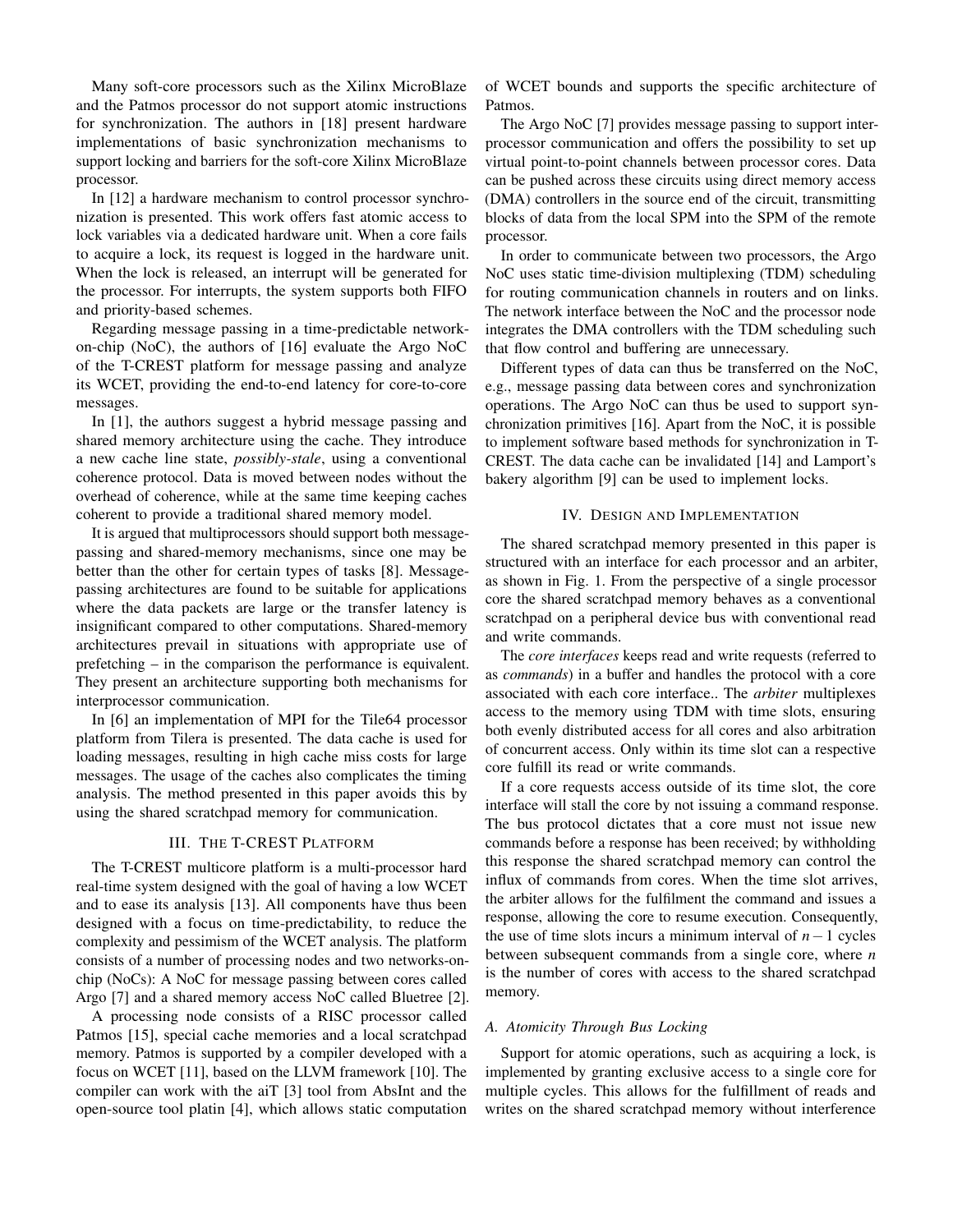Many soft-core processors such as the Xilinx MicroBlaze and the Patmos processor do not support atomic instructions for synchronization. The authors in [18] present hardware implementations of basic synchronization mechanisms to support locking and barriers for the soft-core Xilinx MicroBlaze processor.

In [12] a hardware mechanism to control processor synchronization is presented. This work offers fast atomic access to lock variables via a dedicated hardware unit. When a core fails to acquire a lock, its request is logged in the hardware unit. When the lock is released, an interrupt will be generated for the processor. For interrupts, the system supports both FIFO and priority-based schemes.

Regarding message passing in a time-predictable network-on-chip (NoC), the authors of [16] evaluate the Argo NoC of the T-CREST platform for message passing and analyze its WCET, providing the end-to-end latency for core-to-core messages.

In [1], the authors suggest a hybrid message passing and shared memory architecture using the cache. They introduce a new cache line state, *possibly-stale*, using a conventional coherence protocol. Data is moved between nodes without the overhead of coherence, while at the same time keeping caches coherent to provide a traditional shared memory model.

It is argued that multiprocessors should support both message-passing and shared-memory mechanisms, since one may be better than the other for certain types of tasks [8]. Message-passing architectures are found to be suitable for applications where the data packets are large or the transfer latency is insignificant compared to other computations. Shared-memory architectures prevail in situations with appropriate use of prefetching – in the comparison the performance is equivalent. They present an architecture supporting both mechanisms for interprocessor communication.

In [6] an implementation of MPI for the Tile64 processor platform from Tilera is presented. The data cache is used for loading messages, resulting in high cache miss costs for large messages. The usage of the caches also complicates the timing analysis. The method presented in this paper avoids this by using the shared scratchpad memory for communication.

## III. The T-CREST Platform

The T-CREST multicore platform is a multi-processor hard real-time system designed with the goal of having a low WCET and to ease its analysis [13]. All components have thus been designed with a focus on time-predictability, to reduce the complexity and pessimism of the WCET analysis. The platform consists of a number of processing nodes and two networks-on-chip (NoCs): A NoC for message passing between cores called Argo [7] and a shared memory access NoC called Bluetree [2].

A processing node consists of a RISC processor called Patmos [15], special cache memories and a local scratchpad memory. Patmos is supported by a compiler developed with a focus on WCET [11], based on the LLVM framework [10]. The compiler can work with the aiT [3] tool from AbsInt and the open-source tool platin [4], which allows static computation of WCET bounds and supports the specific architecture of Patmos.

The Argo NoC [7] provides message passing to support inter-processor communication and offers the possibility to set up virtual point-to-point channels between processor cores. Data can be pushed across these circuits using direct memory access (DMA) controllers in the source end of the circuit, transmitting blocks of data from the local SPM into the SPM of the remote processor.

In order to communicate between two processors, the Argo NoC uses static time-division multiplexing (TDM) scheduling for routing communication channels in routers and on links. The network interface between the NoC and the processor node integrates the DMA controllers with the TDM scheduling such that flow control and buffering are unnecessary.

Different types of data can thus be transferred on the NoC, e.g., message passing data between cores and synchronization operations. The Argo NoC can thus be used to support synchronization primitives [16]. Apart from the NoC, it is possible to implement software based methods for synchronization in T-CREST. The data cache can be invalidated [14] and Lamport's bakery algorithm [9] can be used to implement locks.

## IV. Design and Implementation

The shared scratchpad memory presented in this paper is structured with an interface for each processor and an arbiter, as shown in Fig. 1. From the perspective of a single processor core the shared scratchpad memory behaves as a conventional scratchpad on a peripheral device bus with conventional read and write commands.

The *core interfaces* keeps read and write requests (referred to as *commands*) in a buffer and handles the protocol with a core associated with each core interface.. The *arbiter* multiplexes access to the memory using TDM with time slots, ensuring both evenly distributed access for all cores and also arbitration of concurrent access. Only within its time slot can a respective core fulfill its read or write commands.

If a core requests access outside of its time slot, the core interface will stall the core by not issuing a command response. The bus protocol dictates that a core must not issue new commands before a response has been received; by withholding this response the shared scratchpad memory can control the influx of commands from cores. When the time slot arrives, the arbiter allows for the fulfilment the command and issues a response, allowing the core to resume execution. Consequently, the use of time slots incurs a minimum interval of $n-1$ cycles between subsequent commands from a single core, where $n$ is the number of cores with access to the shared scratchpad memory.

### A. Atomicity Through Bus Locking

Support for atomic operations, such as acquiring a lock, is implemented by granting exclusive access to a single core for multiple cycles. This allows for the fulfillment of reads and writes on the shared scratchpad memory without interference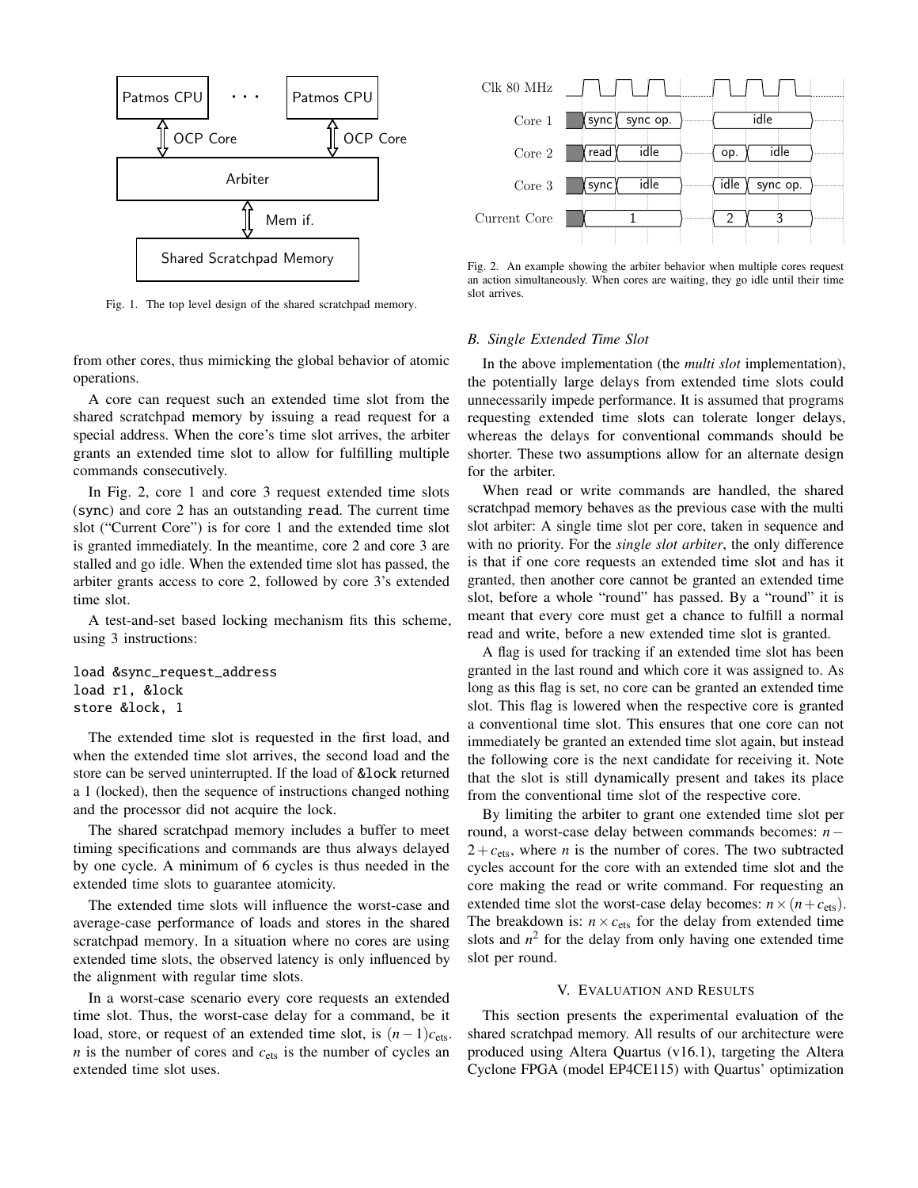Fig. 1. The top level design of the shared scratchpad memory.

Fig. 2. An example showing the arbiter behavior when multiple cores request an action simultaneously. When cores are waiting, they go idle until their time slot arrives.

from other cores, thus mimicking the global behavior of atomic operations.

A core can request such an extended time slot from the shared scratchpad memory by issuing a read request for a special address. When the core's time slot arrives, the arbiter grants an extended time slot to allow for fulfilling multiple commands consecutively.

In Fig. 2, core 1 and core 3 request extended time slots (sync) and core 2 has an outstanding read. The current time slot ("Current Core") is for core 1 and the extended time slot is granted immediately. In the meantime, core 2 and core 3 are stalled and go idle. When the extended time slot has passed, the arbiter grants access to core 2, followed by core 3's extended time slot.

A test-and-set based locking mechanism fits this scheme, using 3 instructions:

```
load &sync_request_address
load r1, &lock
store &lock, 1
```

The extended time slot is requested in the first load, and when the extended time slot arrives, the second load and the store can be served uninterrupted. If the load of &lock returned a 1 (locked), then the sequence of instructions changed nothing and the processor did not acquire the lock.

The shared scratchpad memory includes a buffer to meet timing specifications and commands are thus always delayed by one cycle. A minimum of 6 cycles is thus needed in the extended time slots to guarantee atomicity.

The extended time slots will influence the worst-case and average-case performance of loads and stores in the shared scratchpad memory. In a situation where no cores are using extended time slots, the observed latency is only influenced by the alignment with regular time slots.

In a worst-case scenario every core requests an extended time slot. Thus, the worst-case delay for a command, be it load, store, or request of an extended time slot, is $(n-1)c_{\text{ets}}$. $n$ is the number of cores and $c_{\text{ets}}$ is the number of cycles an extended time slot uses.

### B. Single Extended Time Slot

In the above implementation (the *multi slot* implementation), the potentially large delays from extended time slots could unnecessarily impede performance. It is assumed that programs requesting extended time slots can tolerate longer delays, whereas the delays for conventional commands should be shorter. These two assumptions allow for an alternate design for the arbiter.

When read or write commands are handled, the shared scratchpad memory behaves as the previous case with the multi slot arbiter: A single time slot per core, taken in sequence and with no priority. For the *single slot arbiter*, the only difference is that if one core requests an extended time slot and has it granted, then another core cannot be granted an extended time slot, before a whole "round" has passed. By a "round" it is meant that every core must get a chance to fulfill a normal read and write, before a new extended time slot is granted.

A flag is used for tracking if an extended time slot has been granted in the last round and which core it was assigned to. As long as this flag is set, no core can be granted an extended time slot. This flag is lowered when the respective core is granted a conventional time slot. This ensures that one core can not immediately be granted an extended time slot again, but instead the following core is the next candidate for receiving it. Note that the slot is still dynamically present and takes its place from the conventional time slot of the respective core.

By limiting the arbiter to grant one extended time slot per round, a worst-case delay between commands becomes: $n-2+c_{\text{ets}}$, where $n$ is the number of cores. The two subtracted cycles account for the core with an extended time slot and the core making the read or write command. For requesting an extended time slot the worst-case delay becomes: $n \times (n + c_{\text{ets}})$. The breakdown is: $n \times c_{\text{ets}}$ for the delay from extended time slots and $n^2$ for the delay from only having one extended time slot per round.

## V. Evaluation and Results

This section presents the experimental evaluation of the shared scratchpad memory. All results of our architecture were produced using Altera Quartus (v16.1), targeting the Altera Cyclone FPGA (model EP4CE115) with Quartus' optimization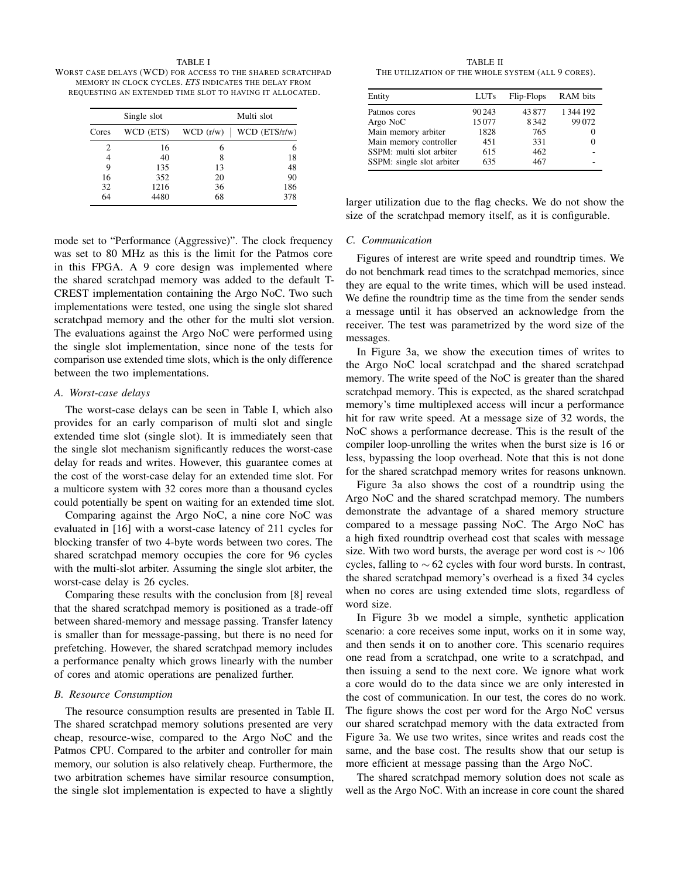TABLE I
WORST CASE DELAYS (WCD) FOR ACCESS TO THE SHARED SCRATCHPAD MEMORY IN CLOCK CYCLES. *ETS* INDICATES THE DELAY FROM REQUESTING AN EXTENDED TIME SLOT TO HAVING IT ALLOCATED.

| | Single slot | Multi slot | |
|---|---|---|---|
| Cores | WCD (ETS) | WCD (r/w) | WCD (ETS/r/w) |
| 2 | 16 | 6 | 6 |
| 4 | 40 | 8 | 18 |
| 9 | 135 | 13 | 48 |
| 16 | 352 | 20 | 90 |
| 32 | 1216 | 36 | 186 |
| 64 | 4480 | 68 | 378 |

mode set to "Performance (Aggressive)". The clock frequency was set to 80 MHz as this is the limit for the Patmos core in this FPGA. A 9 core design was implemented where the shared scratchpad memory was added to the default T-CREST implementation containing the Argo NoC. Two such implementations were tested, one using the single slot shared scratchpad memory and the other for the multi slot version. The evaluations against the Argo NoC were performed using the single slot implementation, since none of the tests for comparison use extended time slots, which is the only difference between the two implementations.

### A. Worst-case delays

The worst-case delays can be seen in Table I, which also provides for an early comparison of multi slot and single extended time slot (single slot). It is immediately seen that the single slot mechanism significantly reduces the worst-case delay for reads and writes. However, this guarantee comes at the cost of the worst-case delay for an extended time slot. For a multicore system with 32 cores more than a thousand cycles could potentially be spent on waiting for an extended time slot.

Comparing against the Argo NoC, a nine core NoC was evaluated in [16] with a worst-case latency of 211 cycles for blocking transfer of two 4-byte words between two cores. The shared scratchpad memory occupies the core for 96 cycles with the multi-slot arbiter. Assuming the single slot arbiter, the worst-case delay is 26 cycles.

Comparing these results with the conclusion from [8] reveal that the shared scratchpad memory is positioned as a trade-off between shared-memory and message passing. Transfer latency is smaller than for message-passing, but there is no need for prefetching. However, the shared scratchpad memory includes a performance penalty which grows linearly with the number of cores and atomic operations are penalized further.

### B. Resource Consumption

The resource consumption results are presented in Table II. The shared scratchpad memory solutions presented are very cheap, resource-wise, compared to the Argo NoC and the Patmos CPU. Compared to the arbiter and controller for main memory, our solution is also relatively cheap. Furthermore, the two arbitration schemes have similar resource consumption, the single slot implementation is expected to have a slightly larger utilization due to the flag checks. We do not show the size of the scratchpad memory itself, as it is configurable.

TABLE II
THE UTILIZATION OF THE WHOLE SYSTEM (ALL 9 CORES).

| Entity | LUTs | Flip-Flops | RAM bits |
|---|---|---|---|
| Patmos cores | 90 243 | 43 877 | 1 344 192 |
| Argo NoC | 15 077 | 8 342 | 99 072 |
| Main memory arbiter | 1828 | 765 | 0 |
| Main memory controller | 451 | 331 | 0 |
| SSPM: multi slot arbiter | 615 | 462 | - |
| SSPM: single slot arbiter | 635 | 467 | - |

### C. Communication

Figures of interest are write speed and roundtrip times. We do not benchmark read times to the scratchpad memories, since they are equal to the write times, which will be used instead. We define the roundtrip time as the time from the sender sends a message until it has observed an acknowledge from the receiver. The test was parametrized by the word size of the messages.

In Figure 3a, we show the execution times of writes to the Argo NoC local scratchpad and the shared scratchpad memory. The write speed of the NoC is greater than the shared scratchpad memory. This is expected, as the shared scratchpad memory's time multiplexed access will incur a performance hit for raw write speed. At a message size of 32 words, the NoC shows a performance decrease. This is the result of the compiler loop-unrolling the writes when the burst size is 16 or less, bypassing the loop overhead. Note that this is not done for the shared scratchpad memory writes for reasons unknown.

Figure 3a also shows the cost of a roundtrip using the Argo NoC and the shared scratchpad memory. The numbers demonstrate the advantage of a shared memory structure compared to a message passing NoC. The Argo NoC has a high fixed roundtrip overhead cost that scales with message size. With two word bursts, the average per word cost is $\sim 106$ cycles, falling to $\sim 62$ cycles with four word bursts. In contrast, the shared scratchpad memory's overhead is a fixed 34 cycles when no cores are using extended time slots, regardless of word size.

In Figure 3b we model a simple, synthetic application scenario: a core receives some input, works on it in some way, and then sends it on to another core. This scenario requires one read from a scratchpad, one write to a scratchpad, and then issuing a send to the next core. We ignore what work a core would do to the data since we are only interested in the cost of communication. In our test, the cores do no work. The figure shows the cost per word for the Argo NoC versus our shared scratchpad memory with the data extracted from Figure 3a. We use two writes, since writes and reads cost the same, and the base cost. The results show that our setup is more efficient at message passing than the Argo NoC.

The shared scratchpad memory solution does not scale as well as the Argo NoC. With an increase in core count the shared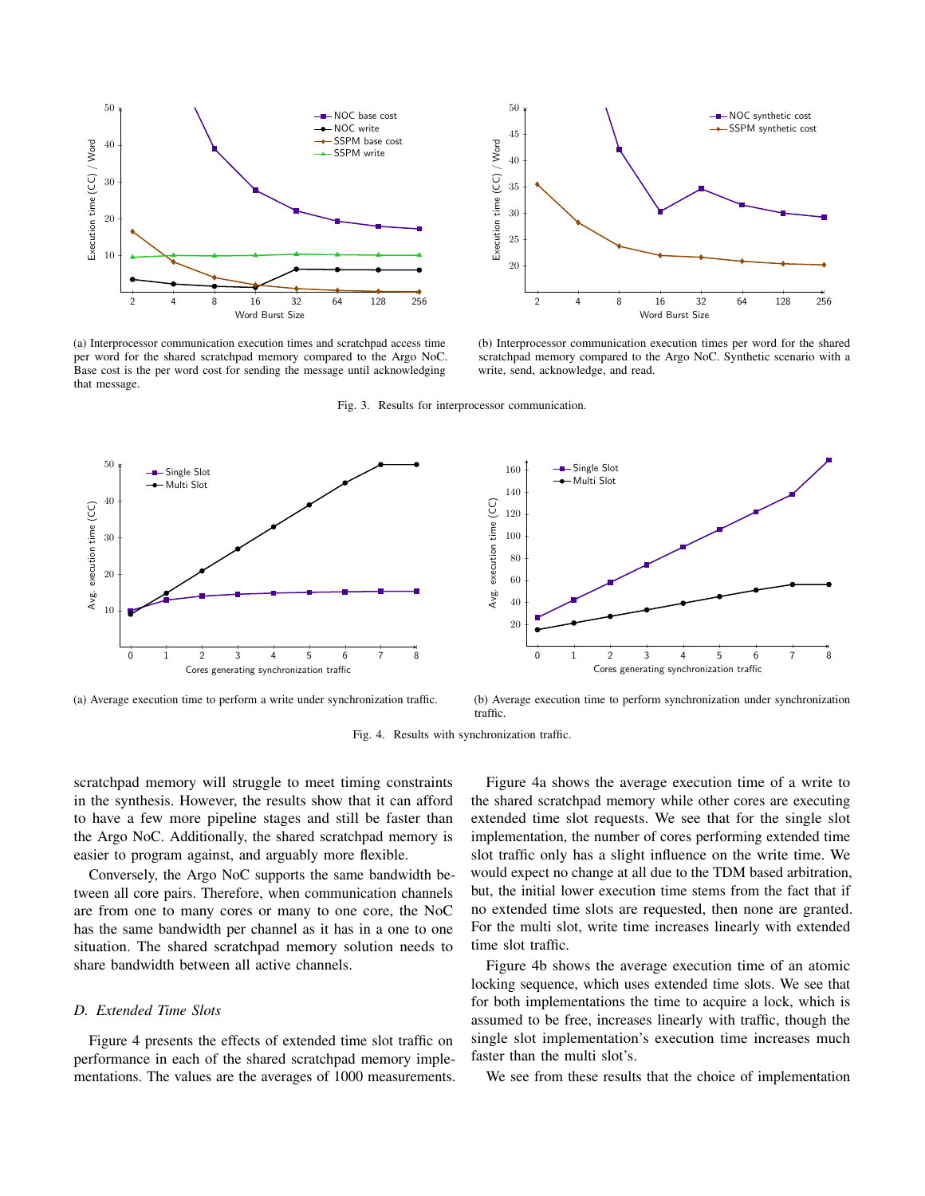(a) Interprocessor communication execution times and scratchpad access time per word for the shared scratchpad memory compared to the Argo NoC. Base cost is the per word cost for sending the message until acknowledging that message.

(b) Interprocessor communication execution times per word for the shared scratchpad memory compared to the Argo NoC. Synthetic scenario with a write, send, acknowledge, and read.

Fig. 3. Results for interprocessor communication.

(a) Average execution time to perform a write under synchronization traffic.

(b) Average execution time to perform synchronization under synchronization traffic.

Fig. 4. Results with synchronization traffic.

scratchpad memory will struggle to meet timing constraints in the synthesis. However, the results show that it can afford to have a few more pipeline stages and still be faster than the Argo NoC. Additionally, the shared scratchpad memory is easier to program against, and arguably more flexible.

Conversely, the Argo NoC supports the same bandwidth between all core pairs. Therefore, when communication channels are from one to many cores or many to one core, the NoC has the same bandwidth per channel as it has in a one to one situation. The shared scratchpad memory solution needs to share bandwidth between all active channels.

### *D. Extended Time Slots*

Figure 4 presents the effects of extended time slot traffic on performance in each of the shared scratchpad memory implementations. The values are the averages of 1000 measurements.

Figure 4a shows the average execution time of a write to the shared scratchpad memory while other cores are executing extended time slot requests. We see that for the single slot implementation, the number of cores performing extended time slot traffic only has a slight influence on the write time. We would expect no change at all due to the TDM based arbitration, but, the initial lower execution time stems from the fact that if no extended time slots are requested, then none are granted. For the multi slot, write time increases linearly with extended time slot traffic.

Figure 4b shows the average execution time of an atomic locking sequence, which uses extended time slots. We see that for both implementations the time to acquire a lock, which is assumed to be free, increases linearly with traffic, though the single slot implementation's execution time increases much faster than the multi slot's.

We see from these results that the choice of implementation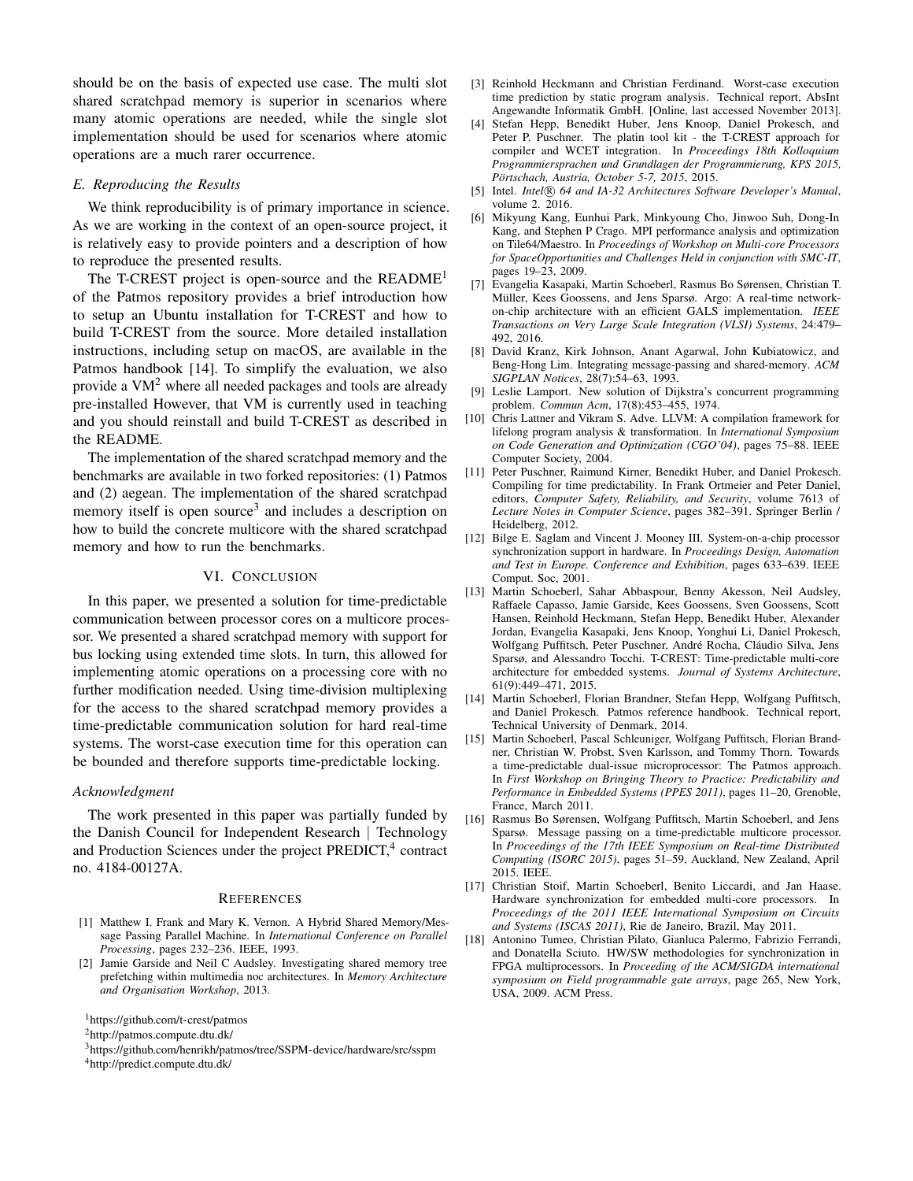should be on the basis of expected use case. The multi slot shared scratchpad memory is superior in scenarios where many atomic operations are needed, while the single slot implementation should be used for scenarios where atomic operations are a much rarer occurrence.

### *E. Reproducing the Results*

We think reproducibility is of primary importance in science. As we are working in the context of an open-source project, it is relatively easy to provide pointers and a description of how to reproduce the presented results.

The T-CREST project is open-source and the README[1] of the Patmos repository provides a brief introduction how to setup an Ubuntu installation for T-CREST and how to build T-CREST from the source. More detailed installation instructions, including setup on macOS, are available in the Patmos handbook [14]. To simplify the evaluation, we also provide a VM[2] where all needed packages and tools are already pre-installed However, that VM is currently used in teaching and you should reinstall and build T-CREST as described in the README.

The implementation of the shared scratchpad memory and the benchmarks are available in two forked repositories: (1) Patmos and (2) aegean. The implementation of the shared scratchpad memory itself is open source[3] and includes a description on how to build the concrete multicore with the shared scratchpad memory and how to run the benchmarks.

## VI. Conclusion

In this paper, we presented a solution for time-predictable communication between processor cores on a multicore processor. We presented a shared scratchpad memory with support for bus locking using extended time slots. In turn, this allowed for implementing atomic operations on a processing core with no further modification needed. Using time-division multiplexing for the access to the shared scratchpad memory provides a time-predictable communication solution for hard real-time systems. The worst-case execution time for this operation can be bounded and therefore supports time-predictable locking.

### *Acknowledgment*

The work presented in this paper was partially funded by the Danish Council for Independent Research | Technology and Production Sciences under the project PREDICT,[4] contract no. 4184-00127A.

[1] https://github.com/t-crest/patmos

[2] http://patmos.compute.dtu.dk/

[3] https://github.com/henrikh/patmos/tree/SSPM-device/hardware/src/sspm

[4] http://predict.compute.dtu.dk/

## References

[1] Matthew I. Frank and Mary K. Vernon. A Hybrid Shared Memory/Message Passing Parallel Machine. In *International Conference on Parallel Processing*, pages 232–236. IEEE, 1993.

[2] Jamie Garside and Neil C Audsley. Investigating shared memory tree prefetching within multimedia noc architectures. In *Memory Architecture and Organisation Workshop*, 2013.

[3] Reinhold Heckmann and Christian Ferdinand. Worst-case execution time prediction by static program analysis. Technical report, AbsInt Angewandte Informatik GmbH. [Online, last accessed November 2013].

[4] Stefan Hepp, Benedikt Huber, Jens Knoop, Daniel Prokesch, and Peter P. Puschner. The platin tool kit - the T-CREST approach for compiler and WCET integration. In *Proceedings 18th Kolloquium Programmiersprachen und Grundlagen der Programmierung, KPS 2015, Pörtschach, Austria, October 5-7, 2015*, 2015.

[5] Intel. *Intel® 64 and IA-32 Architectures Software Developer's Manual*, volume 2. 2016.

[6] Mikyung Kang, Eunhui Park, Minkyoung Cho, Jinwoo Suh, Dong-In Kang, and Stephen P Crago. MPI performance analysis and optimization on Tile64/Maestro. In *Proceedings of Workshop on Multi-core Processors for SpaceOpportunities and Challenges Held in conjunction with SMC-IT*, pages 19–23, 2009.

[7] Evangelia Kasapaki, Martin Schoeberl, Rasmus Bo Sørensen, Christian T. Müller, Kees Goossens, and Jens Sparsø. Argo: A real-time network-on-chip architecture with an efficient GALS implementation. *IEEE Transactions on Very Large Scale Integration (VLSI) Systems*, 24:479–492, 2016.

[8] David Kranz, Kirk Johnson, Anant Agarwal, John Kubiatowicz, and Beng-Hong Lim. Integrating message-passing and shared-memory. *ACM SIGPLAN Notices*, 28(7):54–63, 1993.

[9] Leslie Lamport. New solution of Dijkstra's concurrent programming problem. *Commun Acm*, 17(8):453–455, 1974.

[10] Chris Lattner and Vikram S. Adve. LLVM: A compilation framework for lifelong program analysis & transformation. In *International Symposium on Code Generation and Optimization (CGO'04)*, pages 75–88. IEEE Computer Society, 2004.

[11] Peter Puschner, Raimund Kirner, Benedikt Huber, and Daniel Prokesch. Compiling for time predictability. In Frank Ortmeier and Peter Daniel, editors, *Computer Safety, Reliability, and Security*, volume 7613 of *Lecture Notes in Computer Science*, pages 382–391. Springer Berlin / Heidelberg, 2012.

[12] Bilge E. Saglam and Vincent J. Mooney III. System-on-a-chip processor synchronization support in hardware. In *Proceedings Design, Automation and Test in Europe. Conference and Exhibition*, pages 633–639. IEEE Comput. Soc, 2001.

[13] Martin Schoeberl, Sahar Abbaspour, Benny Akesson, Neil Audsley, Raffaele Capasso, Jamie Garside, Kees Goossens, Sven Goossens, Scott Hansen, Reinhold Heckmann, Stefan Hepp, Benedikt Huber, Alexander Jordan, Evangelia Kasapaki, Jens Knoop, Yonghui Li, Daniel Prokesch, Wolfgang Puffitsch, Peter Puschner, André Rocha, Cláudio Silva, Jens Sparsø, and Alessandro Tocchi. T-CREST: Time-predictable multi-core architecture for embedded systems. *Journal of Systems Architecture*, 61(9):449–471, 2015.

[14] Martin Schoeberl, Florian Brandner, Stefan Hepp, Wolfgang Puffitsch, and Daniel Prokesch. Patmos reference handbook. Technical report, Technical University of Denmark, 2014.

[15] Martin Schoeberl, Pascal Schleuniger, Wolfgang Puffitsch, Florian Brandner, Christian W. Probst, Sven Karlsson, and Tommy Thorn. Towards a time-predictable dual-issue microprocessor: The Patmos approach. In *First Workshop on Bringing Theory to Practice: Predictability and Performance in Embedded Systems (PPES 2011)*, pages 11–20, Grenoble, France, March 2011.

[16] Rasmus Bo Sørensen, Wolfgang Puffitsch, Martin Schoeberl, and Jens Sparsø. Message passing on a time-predictable multicore processor. In *Proceedings of the 17th IEEE Symposium on Real-time Distributed Computing (ISORC 2015)*, pages 51–59, Auckland, New Zealand, April 2015. IEEE.

[17] Christian Stoif, Martin Schoeberl, Benito Liccardi, and Jan Haase. Hardware synchronization for embedded multi-core processors. In *Proceedings of the 2011 IEEE International Symposium on Circuits and Systems (ISCAS 2011)*, Rie de Janeiro, Brazil, May 2011.

[18] Antonino Tumeo, Christian Pilato, Gianluca Palermo, Fabrizio Ferrandi, and Donatella Sciuto. HW/SW methodologies for synchronization in FPGA multiprocessors. In *Proceeding of the ACM/SIGDA international symposium on Field programmable gate arrays*, page 265, New York, USA, 2009. ACM Press.